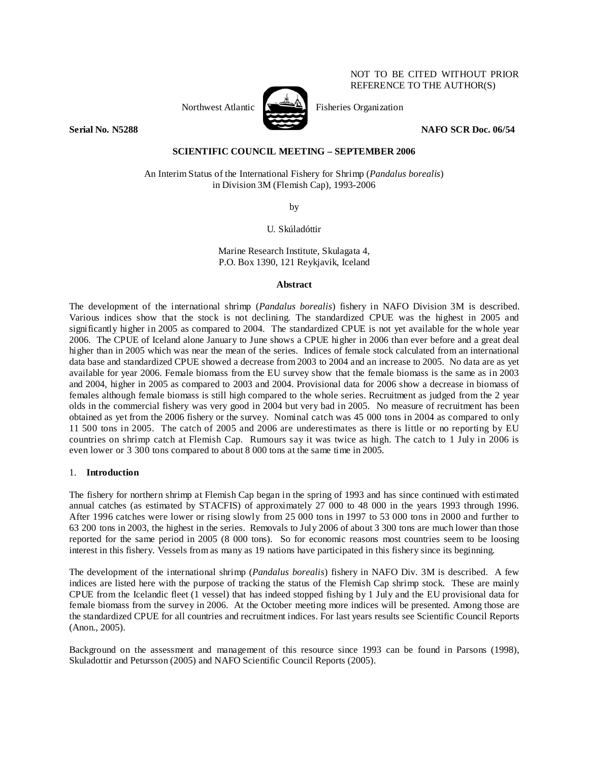NOT TO BE CITED WITHOUT PRIOR REFERENCE TO THE AUTHOR(S)

Northwest Atlantic Fisheries Organization

**Serial No. N5288** **NAFO SCR Doc. 06/54**

**SCIENTIFIC COUNCIL MEETING – SEPTEMBER 2006**

An Interim Status of the International Fishery for Shrimp (*Pandalus borealis*) in Division 3M (Flemish Cap), 1993-2006

by

U. Skúladóttir

Marine Research Institute, Skulagata 4,
P.O. Box 1390, 121 Reykjavik, Iceland

## Abstract

The development of the international shrimp (*Pandalus borealis*) fishery in NAFO Division 3M is described. Various indices show that the stock is not declining. The standardized CPUE was the highest in 2005 and significantly higher in 2005 as compared to 2004. The standardized CPUE is not yet available for the whole year 2006. The CPUE of Iceland alone January to June shows a CPUE higher in 2006 than ever before and a great deal higher than in 2005 which was near the mean of the series. Indices of female stock calculated from an international data base and standardized CPUE showed a decrease from 2003 to 2004 and an increase to 2005. No data are as yet available for year 2006. Female biomass from the EU survey show that the female biomass is the same as in 2003 and 2004, higher in 2005 as compared to 2003 and 2004. Provisional data for 2006 show a decrease in biomass of females although female biomass is still high compared to the whole series. Recruitment as judged from the 2 year olds in the commercial fishery was very good in 2004 but very bad in 2005. No measure of recruitment has been obtained as yet from the 2006 fishery or the survey. Nominal catch was 45 000 tons in 2004 as compared to only 11 500 tons in 2005. The catch of 2005 and 2006 are underestimates as there is little or no reporting by EU countries on shrimp catch at Flemish Cap. Rumours say it was twice as high. The catch to 1 July in 2006 is even lower or 3 300 tons compared to about 8 000 tons at the same time in 2005.

## 1. Introduction

The fishery for northern shrimp at Flemish Cap began in the spring of 1993 and has since continued with estimated annual catches (as estimated by STACFIS) of approximately 27 000 to 48 000 in the years 1993 through 1996. After 1996 catches were lower or rising slowly from 25 000 tons in 1997 to 53 000 tons in 2000 and further to 63 200 tons in 2003, the highest in the series. Removals to July 2006 of about 3 300 tons are much lower than those reported for the same period in 2005 (8 000 tons). So for economic reasons most countries seem to be loosing interest in this fishery. Vessels from as many as 19 nations have participated in this fishery since its beginning.

The development of the international shrimp (*Pandalus borealis*) fishery in NAFO Div. 3M is described. A few indices are listed here with the purpose of tracking the status of the Flemish Cap shrimp stock. These are mainly CPUE from the Icelandic fleet (1 vessel) that has indeed stopped fishing by 1 July and the EU provisional data for female biomass from the survey in 2006. At the October meeting more indices will be presented. Among those are the standardized CPUE for all countries and recruitment indices. For last years results see Scientific Council Reports (Anon., 2005).

Background on the assessment and management of this resource since 1993 can be found in Parsons (1998), Skuladottir and Petursson (2005) and NAFO Scientific Council Reports (2005).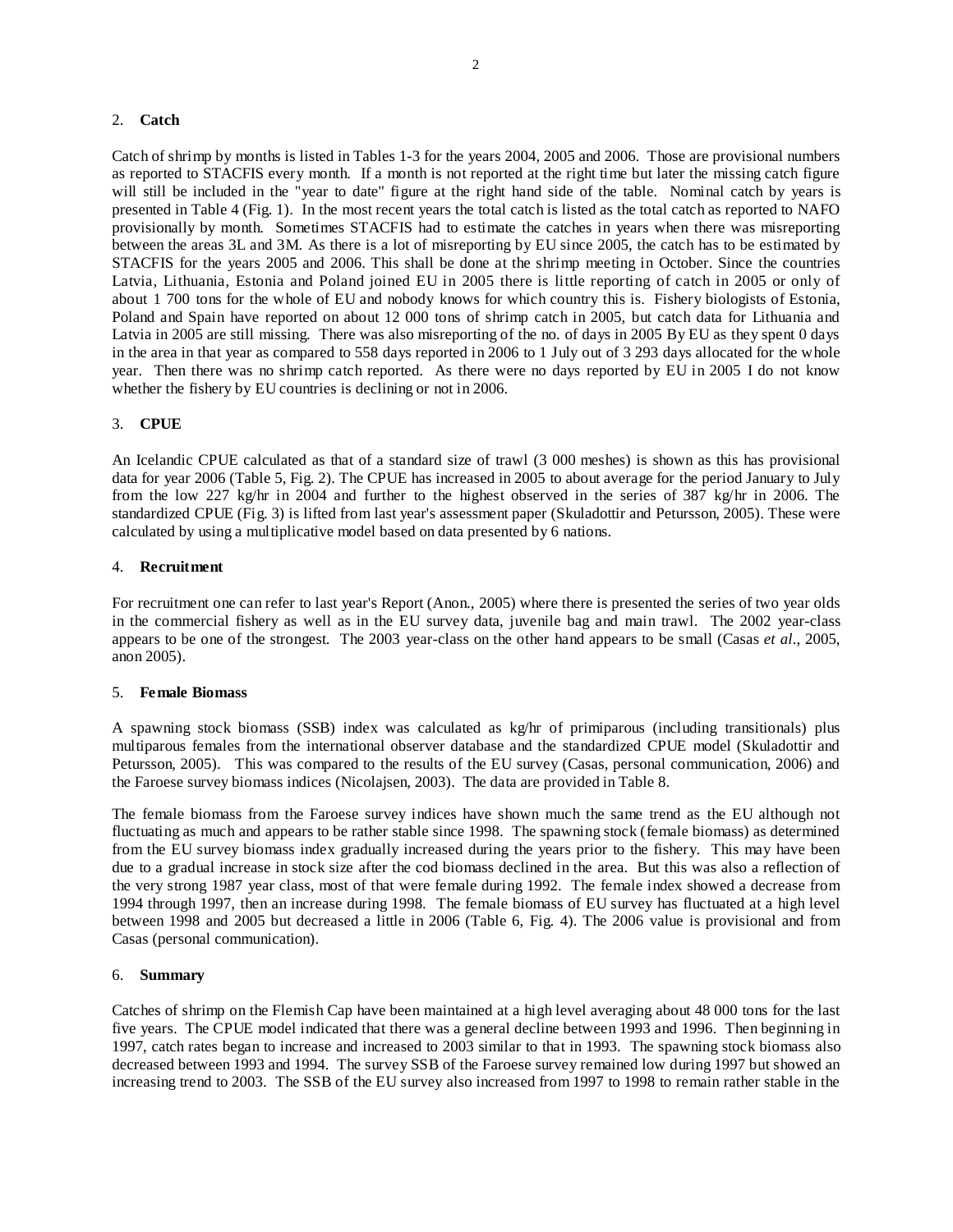## 2. **Catch**

Catch of shrimp by months is listed in Tables 1-3 for the years 2004, 2005 and 2006. Those are provisional numbers as reported to STACFIS every month. If a month is not reported at the right time but later the missing catch figure will still be included in the "year to date" figure at the right hand side of the table. Nominal catch by years is presented in Table 4 (Fig. 1). In the most recent years the total catch is listed as the total catch as reported to NAFO provisionally by month. Sometimes STACFIS had to estimate the catches in years when there was misreporting between the areas 3L and 3M. As there is a lot of misreporting by EU since 2005, the catch has to be estimated by STACFIS for the years 2005 and 2006. This shall be done at the shrimp meeting in October. Since the countries Latvia, Lithuania, Estonia and Poland joined EU in 2005 there is little reporting of catch in 2005 or only of about 1 700 tons for the whole of EU and nobody knows for which country this is. Fishery biologists of Estonia, Poland and Spain have reported on about 12 000 tons of shrimp catch in 2005, but catch data for Lithuania and Latvia in 2005 are still missing. There was also misreporting of the no. of days in 2005 By EU as they spent 0 days in the area in that year as compared to 558 days reported in 2006 to 1 July out of 3 293 days allocated for the whole year. Then there was no shrimp catch reported. As there were no days reported by EU in 2005 I do not know whether the fishery by EU countries is declining or not in 2006.

## 3. **CPUE**

An Icelandic CPUE calculated as that of a standard size of trawl (3 000 meshes) is shown as this has provisional data for year 2006 (Table 5, Fig. 2). The CPUE has increased in 2005 to about average for the period January to July from the low 227 kg/hr in 2004 and further to the highest observed in the series of 387 kg/hr in 2006. The standardized CPUE (Fig. 3) is lifted from last year's assessment paper (Skuladottir and Petursson, 2005). These were calculated by using a multiplicative model based on data presented by 6 nations.

## 4. **Recruitment**

For recruitment one can refer to last year's Report (Anon., 2005) where there is presented the series of two year olds in the commercial fishery as well as in the EU survey data, juvenile bag and main trawl. The 2002 year-class appears to be one of the strongest. The 2003 year-class on the other hand appears to be small (Casas *et al*., 2005, anon 2005).

## 5. **Female Biomass**

A spawning stock biomass (SSB) index was calculated as kg/hr of primiparous (including transitionals) plus multiparous females from the international observer database and the standardized CPUE model (Skuladottir and Petursson, 2005). This was compared to the results of the EU survey (Casas, personal communication, 2006) and the Faroese survey biomass indices (Nicolajsen, 2003). The data are provided in Table 8.

The female biomass from the Faroese survey indices have shown much the same trend as the EU although not fluctuating as much and appears to be rather stable since 1998. The spawning stock (female biomass) as determined from the EU survey biomass index gradually increased during the years prior to the fishery. This may have been due to a gradual increase in stock size after the cod biomass declined in the area. But this was also a reflection of the very strong 1987 year class, most of that were female during 1992. The female index showed a decrease from 1994 through 1997, then an increase during 1998. The female biomass of EU survey has fluctuated at a high level between 1998 and 2005 but decreased a little in 2006 (Table 6, Fig. 4). The 2006 value is provisional and from Casas (personal communication).

## 6. **Summary**

Catches of shrimp on the Flemish Cap have been maintained at a high level averaging about 48 000 tons for the last five years. The CPUE model indicated that there was a general decline between 1993 and 1996. Then beginning in 1997, catch rates began to increase and increased to 2003 similar to that in 1993. The spawning stock biomass also decreased between 1993 and 1994. The survey SSB of the Faroese survey remained low during 1997 but showed an increasing trend to 2003. The SSB of the EU survey also increased from 1997 to 1998 to remain rather stable in the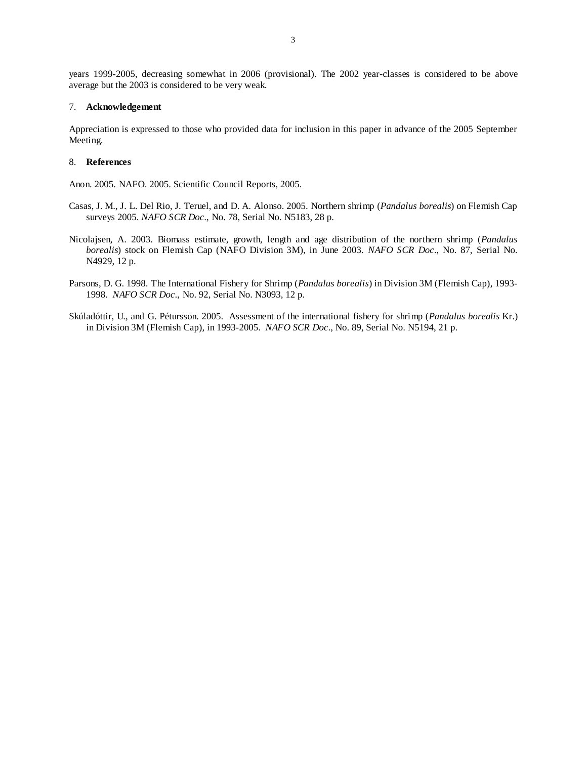years 1999-2005, decreasing somewhat in 2006 (provisional). The 2002 year-classes is considered to be above average but the 2003 is considered to be very weak.

## 7. **Acknowledgement**

Appreciation is expressed to those who provided data for inclusion in this paper in advance of the 2005 September Meeting.

## 8. **References**

Anon. 2005. NAFO. 2005. Scientific Council Reports, 2005.

Casas, J. M., J. L. Del Rio, J. Teruel, and D. A. Alonso. 2005. Northern shrimp (*Pandalus borealis*) on Flemish Cap surveys 2005. *NAFO SCR Doc*., No. 78, Serial No. N5183, 28 p.

Nicolajsen, A. 2003. Biomass estimate, growth, length and age distribution of the northern shrimp (*Pandalus borealis*) stock on Flemish Cap (NAFO Division 3M), in June 2003. *NAFO SCR Doc*., No. 87, Serial No. N4929, 12 p.

Parsons, D. G. 1998. The International Fishery for Shrimp (*Pandalus borealis*) in Division 3M (Flemish Cap), 1993-1998. *NAFO SCR Doc*., No. 92, Serial No. N3093, 12 p.

Skúladóttir, U., and G. Pétursson. 2005. Assessment of the international fishery for shrimp (*Pandalus borealis* Kr.) in Division 3M (Flemish Cap), in 1993-2005. *NAFO SCR Doc*., No. 89, Serial No. N5194, 21 p.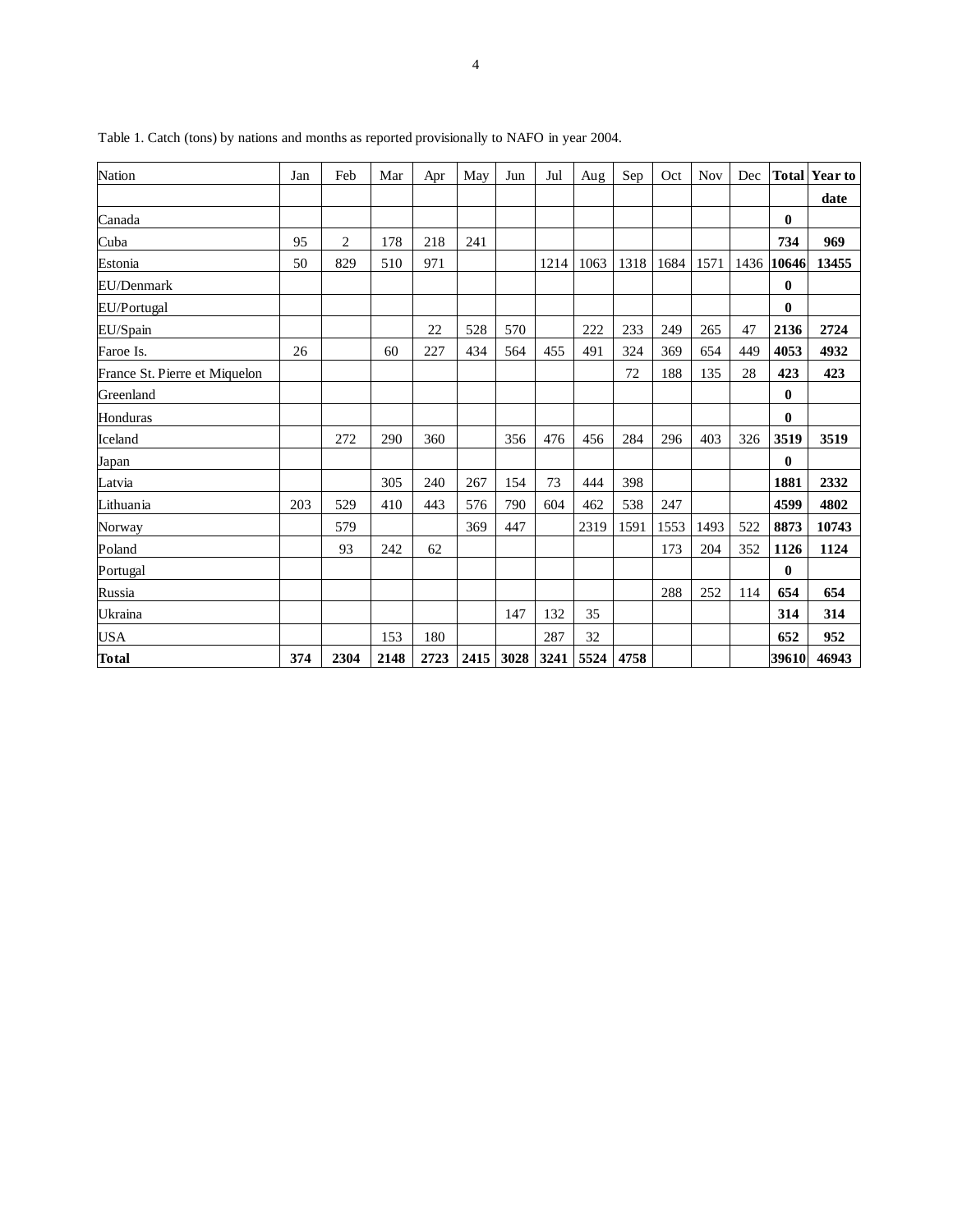Table 1. Catch (tons) by nations and months as reported provisionally to NAFO in year 2004.

| Nation | Jan | Feb | Mar | Apr | May | Jun | Jul | Aug | Sep | Oct | Nov | Dec | Total | Year to date |
|---|---|---|---|---|---|---|---|---|---|---|---|---|---|---|
| Canada | | | | | | | | | | | | | **0** | |
| Cuba | 95 | 2 | 178 | 218 | 241 | | | | | | | | **734** | **969** |
| Estonia | 50 | 829 | 510 | 971 | | | 1214 | 1063 | 1318 | 1684 | 1571 | 1436 | **10646** | **13455** |
| EU/Denmark | | | | | | | | | | | | | **0** | |
| EU/Portugal | | | | | | | | | | | | | **0** | |
| EU/Spain | | | | 22 | 528 | 570 | | 222 | 233 | 249 | 265 | 47 | **2136** | **2724** |
| Faroe Is. | 26 | | 60 | 227 | 434 | 564 | 455 | 491 | 324 | 369 | 654 | 449 | **4053** | **4932** |
| France St. Pierre et Miquelon | | | | | | | | | 72 | 188 | 135 | 28 | **423** | **423** |
| Greenland | | | | | | | | | | | | | **0** | |
| Honduras | | | | | | | | | | | | | **0** | |
| Iceland | | 272 | 290 | 360 | | 356 | 476 | 456 | 284 | 296 | 403 | 326 | **3519** | **3519** |
| Japan | | | | | | | | | | | | | **0** | |
| Latvia | | | 305 | 240 | 267 | 154 | 73 | 444 | 398 | | | | **1881** | **2332** |
| Lithuania | 203 | 529 | 410 | 443 | 576 | 790 | 604 | 462 | 538 | 247 | | | **4599** | **4802** |
| Norway | | 579 | | | 369 | 447 | | 2319 | 1591 | 1553 | 1493 | 522 | **8873** | **10743** |
| Poland | | 93 | 242 | 62 | | | | | | 173 | 204 | 352 | **1126** | **1124** |
| Portugal | | | | | | | | | | | | | **0** | |
| Russia | | | | | | | | | | 288 | 252 | 114 | **654** | **654** |
| Ukraina | | | | | | 147 | 132 | 35 | | | | | **314** | **314** |
| USA | | | 153 | 180 | | | 287 | 32 | | | | | **652** | **952** |
| **Total** | **374** | **2304** | **2148** | **2723** | **2415** | **3028** | **3241** | **5524** | **4758** | | | | **39610** | **46943** |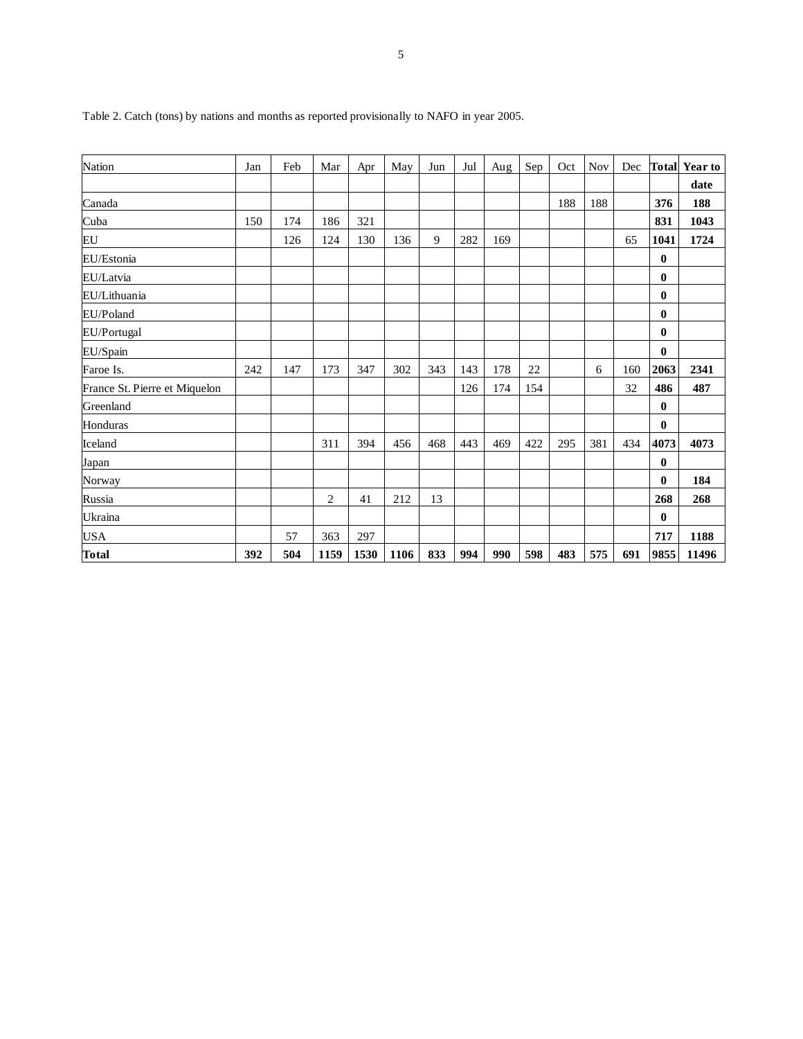Table 2. Catch (tons) by nations and months as reported provisionally to NAFO in year 2005.

| Nation | Jan | Feb | Mar | Apr | May | Jun | Jul | Aug | Sep | Oct | Nov | Dec | Total | Year to date |
|---|---|---|---|---|---|---|---|---|---|---|---|---|---|---|
| Canada | | | | | | | | | | 188 | 188 | | **376** | **188** |
| Cuba | 150 | 174 | 186 | 321 | | | | | | | | | **831** | **1043** |
| EU | | 126 | 124 | 130 | 136 | 9 | 282 | 169 | | | | 65 | **1041** | **1724** |
| EU/Estonia | | | | | | | | | | | | | **0** | |
| EU/Latvia | | | | | | | | | | | | | **0** | |
| EU/Lithuania | | | | | | | | | | | | | **0** | |
| EU/Poland | | | | | | | | | | | | | **0** | |
| EU/Portugal | | | | | | | | | | | | | **0** | |
| EU/Spain | | | | | | | | | | | | | **0** | |
| Faroe Is. | 242 | 147 | 173 | 347 | 302 | 343 | 143 | 178 | 22 | | 6 | 160 | **2063** | **2341** |
| France St. Pierre et Miquelon | | | | | | | 126 | 174 | 154 | | | 32 | **486** | **487** |
| Greenland | | | | | | | | | | | | | **0** | |
| Honduras | | | | | | | | | | | | | **0** | |
| Iceland | | | 311 | 394 | 456 | 468 | 443 | 469 | 422 | 295 | 381 | 434 | **4073** | **4073** |
| Japan | | | | | | | | | | | | | **0** | |
| Norway | | | | | | | | | | | | | **0** | **184** |
| Russia | | | 2 | 41 | 212 | 13 | | | | | | | **268** | **268** |
| Ukraina | | | | | | | | | | | | | **0** | |
| USA | | 57 | 363 | 297 | | | | | | | | | **717** | **1188** |
| **Total** | **392** | **504** | **1159** | **1530** | **1106** | **833** | **994** | **990** | **598** | **483** | **575** | **691** | **9855** | **11496** |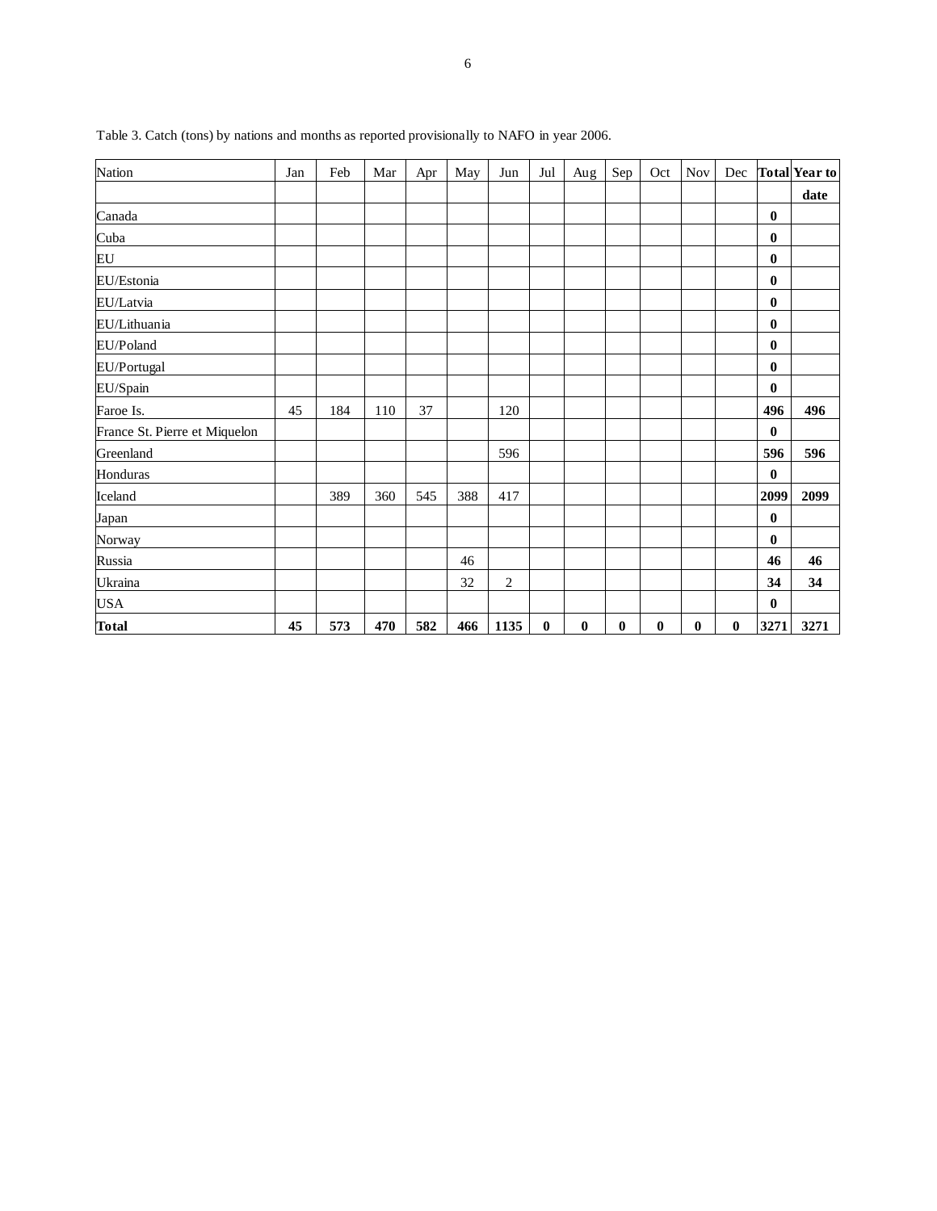Table 3. Catch (tons) by nations and months as reported provisionally to NAFO in year 2006.

| Nation | Jan | Feb | Mar | Apr | May | Jun | Jul | Aug | Sep | Oct | Nov | Dec | **Total** | **Year to date** |
|---|---|---|---|---|---|---|---|---|---|---|---|---|---|---|
| Canada | | | | | | | | | | | | | **0** | |
| Cuba | | | | | | | | | | | | | **0** | |
| EU | | | | | | | | | | | | | **0** | |
| EU/Estonia | | | | | | | | | | | | | **0** | |
| EU/Latvia | | | | | | | | | | | | | **0** | |
| EU/Lithuania | | | | | | | | | | | | | **0** | |
| EU/Poland | | | | | | | | | | | | | **0** | |
| EU/Portugal | | | | | | | | | | | | | **0** | |
| EU/Spain | | | | | | | | | | | | | **0** | |
| Faroe Is. | 45 | 184 | 110 | 37 | | 120 | | | | | | | **496** | **496** |
| France St. Pierre et Miquelon | | | | | | | | | | | | | **0** | |
| Greenland | | | | | | 596 | | | | | | | **596** | **596** |
| Honduras | | | | | | | | | | | | | **0** | |
| Iceland | | 389 | 360 | 545 | 388 | 417 | | | | | | | **2099** | **2099** |
| Japan | | | | | | | | | | | | | **0** | |
| Norway | | | | | | | | | | | | | **0** | |
| Russia | | | | | 46 | | | | | | | | **46** | **46** |
| Ukraina | | | | | 32 | 2 | | | | | | | **34** | **34** |
| USA | | | | | | | | | | | | | **0** | |
| **Total** | **45** | **573** | **470** | **582** | **466** | **1135** | **0** | **0** | **0** | **0** | **0** | **0** | **3271** | **3271** |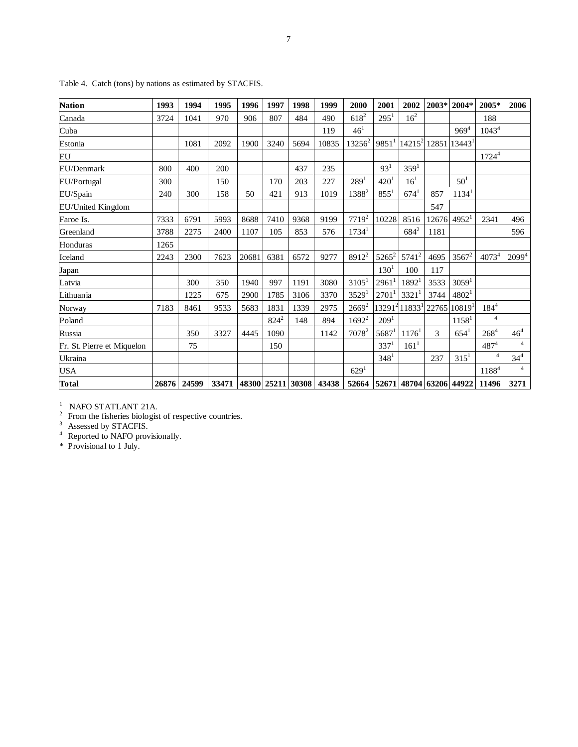Table 4. Catch (tons) by nations as estimated by STACFIS.

| Nation | 1993 | 1994 | 1995 | 1996 | 1997 | 1998 | 1999 | 2000 | 2001 | 2002 | 2003* | 2004* | 2005* | 2006 |
|---|---|---|---|---|---|---|---|---|---|---|---|---|---|---|
| Canada | 3724 | 1041 | 970 | 906 | 807 | 484 | 490 | 618[2] | 295[1] | 16[2] | | | 188 | |
| Cuba | | | | | | | 119 | 46[1] | | | | 969[4] | 1043[4] | |
| Estonia | | 1081 | 2092 | 1900 | 3240 | 5694 | 10835 | 13256[2] | 9851[1] | 14215[2] | 12851 | 13443[1] | | |
| EU | | | | | | | | | | | | | 1724[4] | |
| EU/Denmark | 800 | 400 | 200 | | | 437 | 235 | | 93[1] | 359[1] | | | | |
| EU/Portugal | 300 | | 150 | | 170 | 203 | 227 | 289[1] | 420[1] | 16[1] | | 50[1] | | |
| EU/Spain | 240 | 300 | 158 | 50 | 421 | 913 | 1019 | 1388[2] | 855[1] | 674[1] | 857 | 1134[1] | | |
| EU/United Kingdom | | | | | | | | | | | 547 | | | |
| Faroe Is. | 7333 | 6791 | 5993 | 8688 | 7410 | 9368 | 9199 | 7719[2] | 10228 | 8516 | 12676 | 4952[1] | 2341 | 496 |
| Greenland | 3788 | 2275 | 2400 | 1107 | 105 | 853 | 576 | 1734[1] | | 684[2] | 1181 | | | 596 |
| Honduras | 1265 | | | | | | | | | | | | | |
| Iceland | 2243 | 2300 | 7623 | 20681 | 6381 | 6572 | 9277 | 8912[2] | 5265[2] | 5741[2] | 4695 | 3567[2] | 4073[4] | 2099[4] |
| Japan | | | | | | | | | 130[1] | 100 | 117 | | | |
| Latvia | | 300 | 350 | 1940 | 997 | 1191 | 3080 | 3105[1] | 2961[1] | 1892[1] | 3533 | 3059[1] | | |
| Lithuania | | 1225 | 675 | 2900 | 1785 | 3106 | 3370 | 3529[1] | 2701[1] | 3321[1] | 3744 | 4802[1] | | |
| Norway | 7183 | 8461 | 9533 | 5683 | 1831 | 1339 | 2975 | 2669[2] | 13291[2] | 11833[1] | 22765 | 10819[1] | 184[4] | |
| Poland | | | | | 824[2] | 148 | 894 | 1692[2] | 209[1] | | | 1158[1] | [4] | |
| Russia | | 350 | 3327 | 4445 | 1090 | | 1142 | 7078[2] | 5687[1] | 1176[1] | 3 | 654[1] | 268[4] | 46[4] |
| Fr. St. Pierre et Miquelon | | 75 | | | 150 | | | | 337[1] | 161[1] | | | 487[4] | [4] |
| Ukraina | | | | | | | | | 348[1] | | 237 | 315[1] | [4] | 34[4] |
| USA | | | | | | | | 629[1] | | | | | 1188[4] | [4] |
| **Total** | **26876** | **24599** | **33471** | **48300** | **25211** | **30308** | **43438** | **52664** | **52671** | **48704** | **63206** | **44922** | **11496** | **3271** |

[1] NAFO STATLANT 21A.
[2] From the fisheries biologist of respective countries.
[3] Assessed by STACFIS.
[4] Reported to NAFO provisionally.
\* Provisional to 1 July.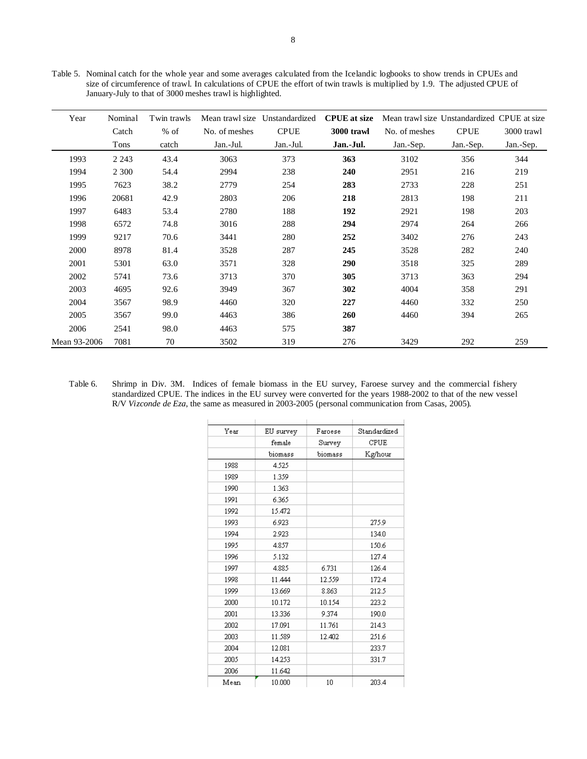Table 5. Nominal catch for the whole year and some averages calculated from the Icelandic logbooks to show trends in CPUEs and size of circumference of trawl. In calculations of CPUE the effort of twin trawls is multiplied by 1.9. The adjusted CPUE of January-July to that of 3000 meshes trawl is highlighted.

| Year | Nominal Catch Tons | Twin trawls % of catch | Mean trawl size No. of meshes Jan.-Jul. | Unstandardized CPUE Jan.-Jul. | **CPUE at size 3000 trawl Jan.-Jul.** | Mean trawl size No. of meshes Jan.-Sep. | Unstandardized CPUE Jan.-Sep. | CPUE at size 3000 trawl Jan.-Sep. |
|---|---|---|---|---|---|---|---|---|
| 1993 | 2 243 | 43.4 | 3063 | 373 | **363** | 3102 | 356 | 344 |
| 1994 | 2 300 | 54.4 | 2994 | 238 | **240** | 2951 | 216 | 219 |
| 1995 | 7623 | 38.2 | 2779 | 254 | **283** | 2733 | 228 | 251 |
| 1996 | 20681 | 42.9 | 2803 | 206 | **218** | 2813 | 198 | 211 |
| 1997 | 6483 | 53.4 | 2780 | 188 | **192** | 2921 | 198 | 203 |
| 1998 | 6572 | 74.8 | 3016 | 288 | **294** | 2974 | 264 | 266 |
| 1999 | 9217 | 70.6 | 3441 | 280 | **252** | 3402 | 276 | 243 |
| 2000 | 8978 | 81.4 | 3528 | 287 | **245** | 3528 | 282 | 240 |
| 2001 | 5301 | 63.0 | 3571 | 328 | **290** | 3518 | 325 | 289 |
| 2002 | 5741 | 73.6 | 3713 | 370 | **305** | 3713 | 363 | 294 |
| 2003 | 4695 | 92.6 | 3949 | 367 | **302** | 4004 | 358 | 291 |
| 2004 | 3567 | 98.9 | 4460 | 320 | **227** | 4460 | 332 | 250 |
| 2005 | 3567 | 99.0 | 4463 | 386 | **260** | 4460 | 394 | 265 |
| 2006 | 2541 | 98.0 | 4463 | 575 | **387** | | | |
| Mean 93-2006 | 7081 | 70 | 3502 | 319 | 276 | 3429 | 292 | 259 |

Table 6. Shrimp in Div. 3M. Indices of female biomass in the EU survey, Faroese survey and the commercial fishery standardized CPUE. The indices in the EU survey were converted for the years 1988-2002 to that of the new vessel R/V *Vizconde de Eza*, the same as measured in 2003-2005 (personal communication from Casas, 2005).

| Year | EU survey female biomass | Faroese Survey biomass | Standardized CPUE Kg/hour |
|---|---|---|---|
| 1988 | 4.525 | | |
| 1989 | 1.359 | | |
| 1990 | 1.363 | | |
| 1991 | 6.365 | | |
| 1992 | 15.472 | | |
| 1993 | 6.923 | | 275.9 |
| 1994 | 2.923 | | 134.0 |
| 1995 | 4.857 | | 150.6 |
| 1996 | 5.132 | | 127.4 |
| 1997 | 4.885 | 6.731 | 126.4 |
| 1998 | 11.444 | 12.559 | 172.4 |
| 1999 | 13.669 | 8.863 | 212.5 |
| 2000 | 10.172 | 10.154 | 223.2 |
| 2001 | 13.336 | 9.374 | 190.0 |
| 2002 | 17.091 | 11.761 | 214.3 |
| 2003 | 11.589 | 12.402 | 251.6 |
| 2004 | 12.081 | | 233.7 |
| 2005 | 14.253 | | 331.7 |
| 2006 | 11.642 | | |
| Mean | 10.000 | 10 | 203.4 |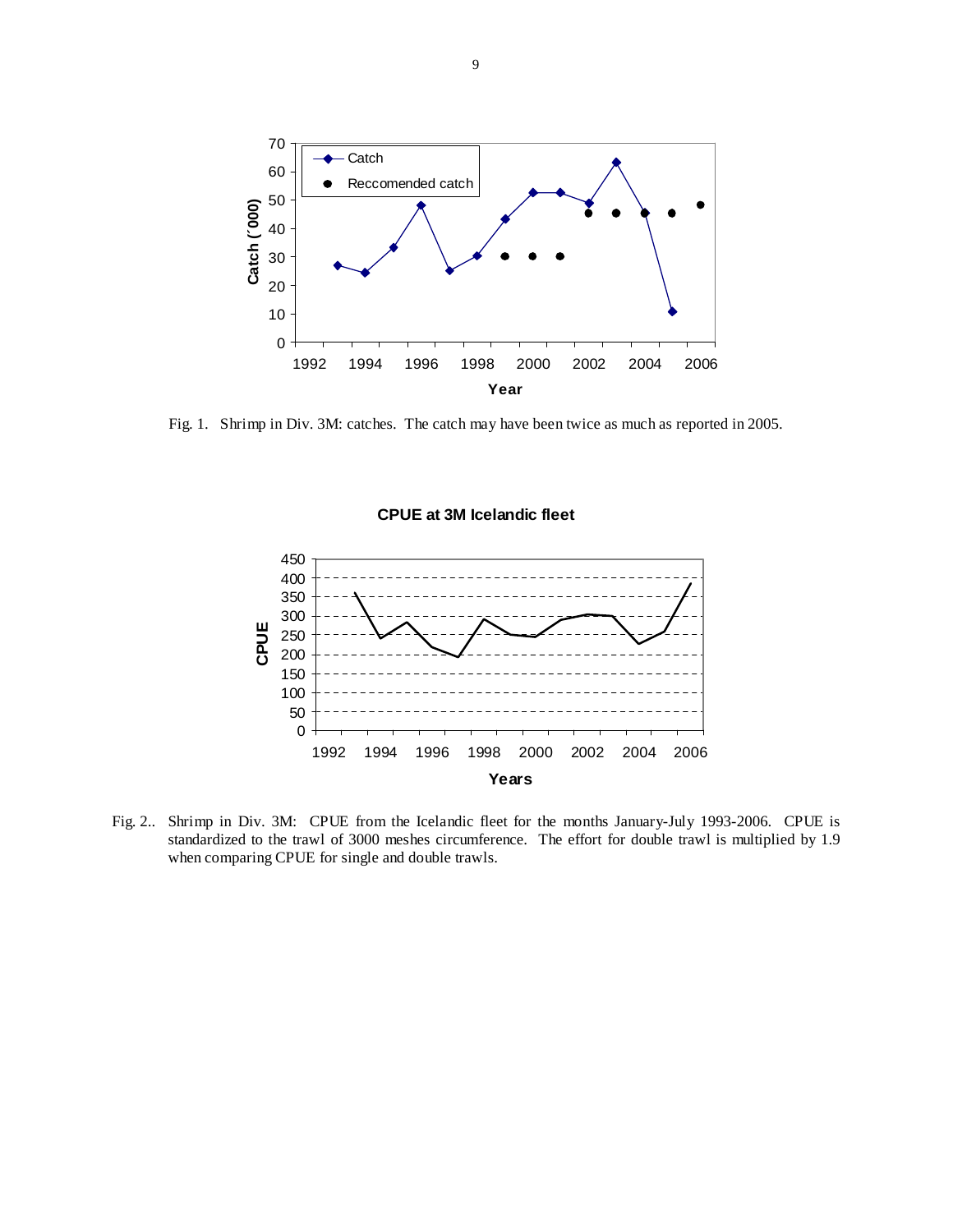Fig. 1. Shrimp in Div. 3M: catches. The catch may have been twice as much as reported in 2005.

Fig. 2.. Shrimp in Div. 3M: CPUE from the Icelandic fleet for the months January-July 1993-2006. CPUE is standardized to the trawl of 3000 meshes circumference. The effort for double trawl is multiplied by 1.9 when comparing CPUE for single and double trawls.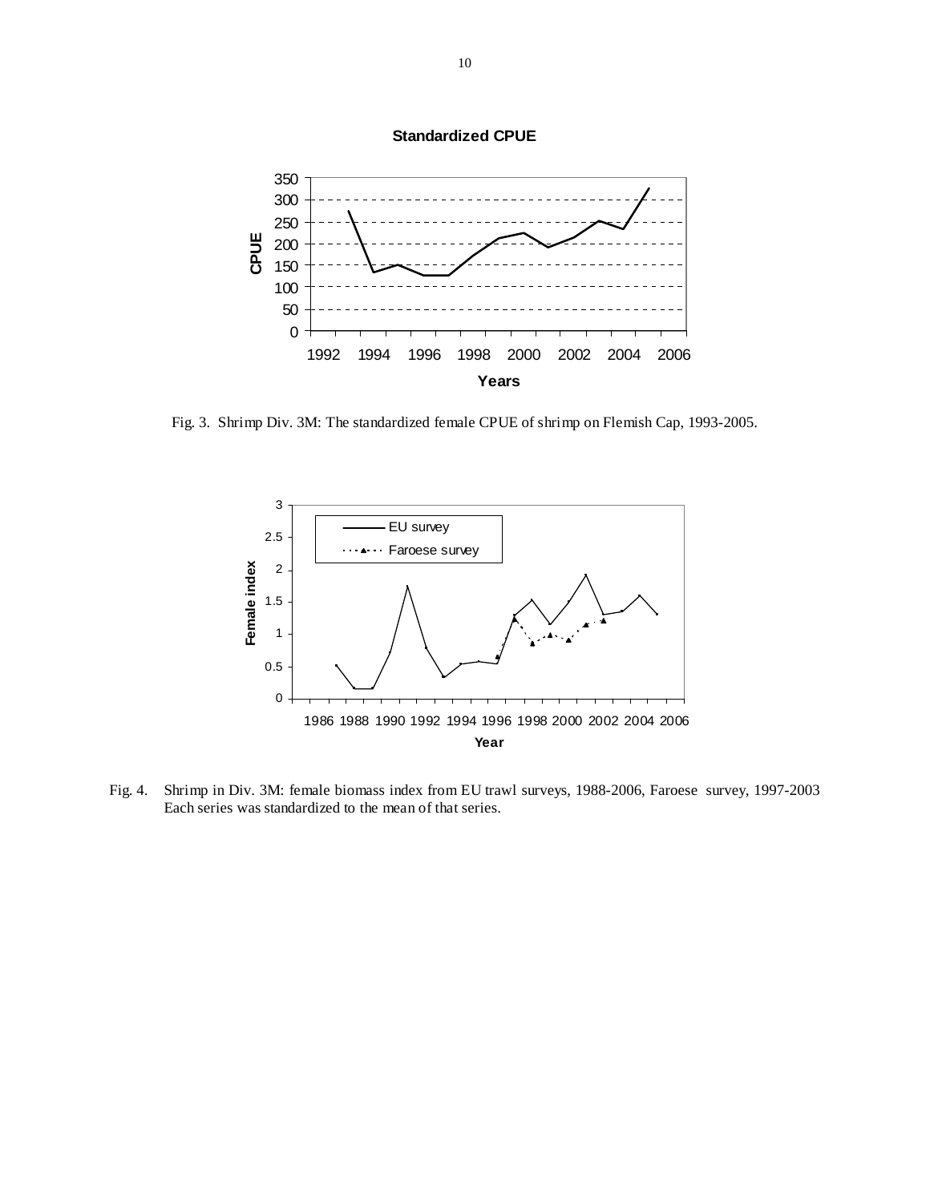Standardized CPUE

CPUE

350
300
250
200
150
100
50
0

1992 1994 1996 1998 2000 2002 2004 2006

Years

Fig. 3. Shrimp Div. 3M: The standardized female CPUE of shrimp on Flemish Cap, 1993-2005.

Female index

3
2.5
2
1.5
1
0.5
0

EU survey

Faroese survey

1986 1988 1990 1992 1994 1996 1998 2000 2002 2004 2006

Year

Fig. 4. Shrimp in Div. 3M: female biomass index from EU trawl surveys, 1988-2006, Faroese survey, 1997-2003 Each series was standardized to the mean of that series.